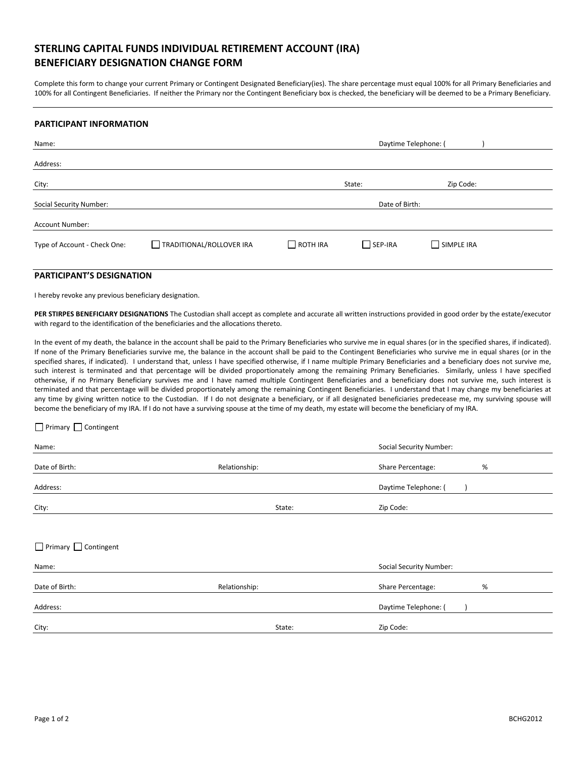# STERLING CAPITAL FUNDS INDIVIDUAL RETIREMENT ACCOUNT (IRA) BENEFICIARY DESIGNATION CHANGE FORM

Complete this form to change your current Primary or Contingent Designated Beneficiary(ies). The share percentage must equal 100% for all Primary Beneficiaries and 100% for all Contingent Beneficiaries. If neither the Primary nor the Contingent Beneficiary box is checked, the beneficiary will be deemed to be a Primary Beneficiary.

## PARTICIPANT INFORMATION

Name: ______________________ Daytime Telephone: ( )

Address: ______________________

City: ______________________ State: ________ Zip Code: ________

Social Security Number: ______________________ Date of Birth: ________

Account Number: ______________________

Type of Account - Check One: ☐ TRADITIONAL/ROLLOVER IRA ☐ ROTH IRA ☐ SEP-IRA ☐ SIMPLE IRA

## PARTICIPANT'S DESIGNATION

I hereby revoke any previous beneficiary designation.

**PER STIRPES BENEFICIARY DESIGNATIONS** The Custodian shall accept as complete and accurate all written instructions provided in good order by the estate/executor with regard to the identification of the beneficiaries and the allocations thereto.

In the event of my death, the balance in the account shall be paid to the Primary Beneficiaries who survive me in equal shares (or in the specified shares, if indicated). If none of the Primary Beneficiaries survive me, the balance in the account shall be paid to the Contingent Beneficiaries who survive me in equal shares (or in the specified shares, if indicated). I understand that, unless I have specified otherwise, if I name multiple Primary Beneficiaries and a beneficiary does not survive me, such interest is terminated and that percentage will be divided proportionately among the remaining Primary Beneficiaries. Similarly, unless I have specified otherwise, if no Primary Beneficiary survives me and I have named multiple Contingent Beneficiaries and a beneficiary does not survive me, such interest is terminated and that percentage will be divided proportionately among the remaining Contingent Beneficiaries. I understand that I may change my beneficiaries at any time by giving written notice to the Custodian. If I do not designate a beneficiary, or if all designated beneficiaries predecease me, my surviving spouse will become the beneficiary of my IRA. If I do not have a surviving spouse at the time of my death, my estate will become the beneficiary of my IRA.

☐ Primary ☐ Contingent

Name: ______________________ Social Security Number: ________

Date of Birth: ________ Relationship: ________ Share Percentage: ________ %

Address: ______________________ Daytime Telephone: ( )

City: ______________________ State: ________ Zip Code: ________

☐ Primary ☐ Contingent

Name: ______________________ Social Security Number: ________

Date of Birth: ________ Relationship: ________ Share Percentage: ________ %

Address: ______________________ Daytime Telephone: ( )

City: ______________________ State: ________ Zip Code: ________

BCHG2012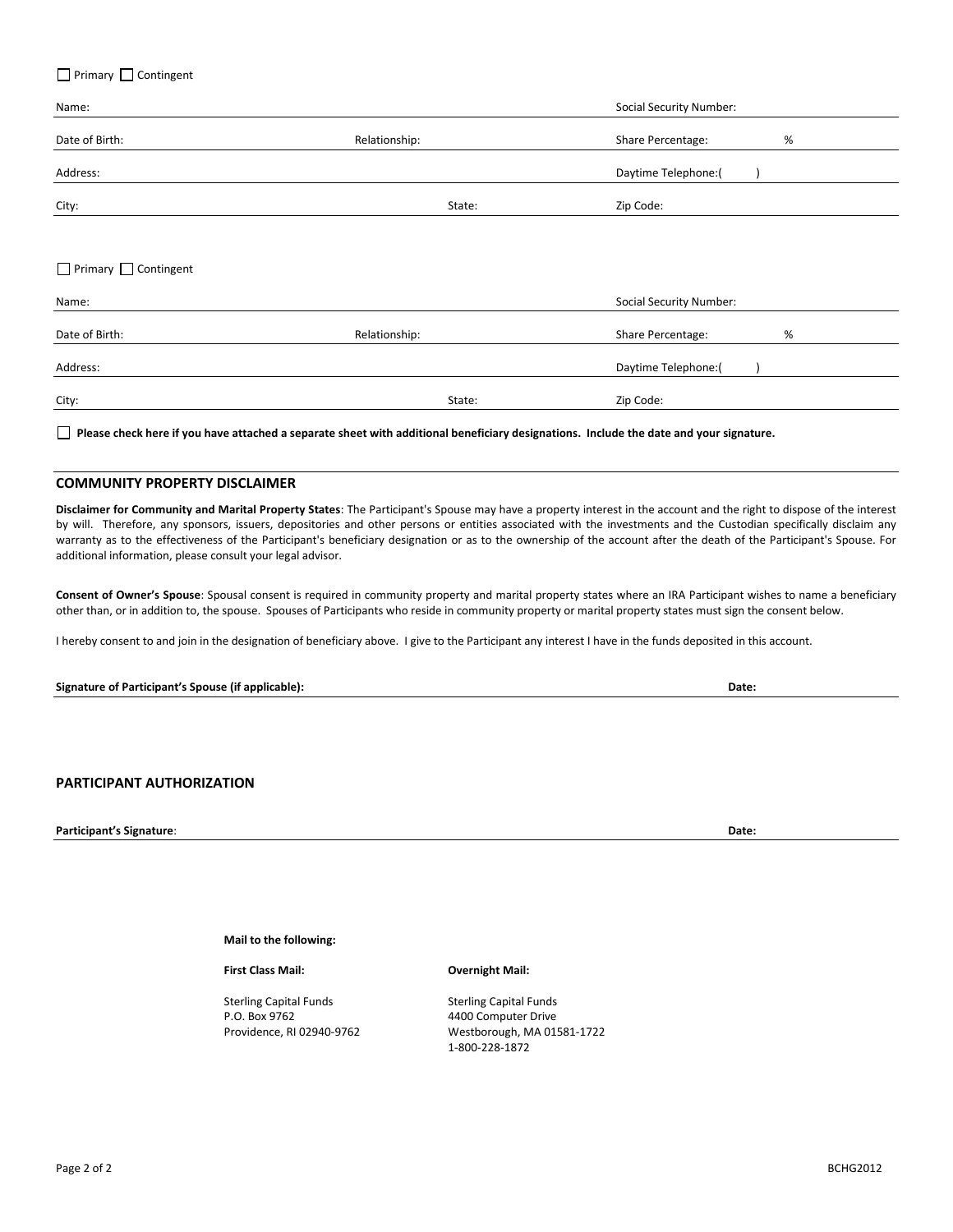☐ Primary ☐ Contingent

Name: Social Security Number:

Date of Birth: Relationship: Share Percentage: %

Address: Daytime Telephone:( )

City: State: Zip Code:

☐ Primary ☐ Contingent

Name: Social Security Number:

Date of Birth: Relationship: Share Percentage: %

Address: Daytime Telephone:( )

City: State: Zip Code:

☐ **Please check here if you have attached a separate sheet with additional beneficiary designations. Include the date and your signature.**

## COMMUNITY PROPERTY DISCLAIMER

**Disclaimer for Community and Marital Property States**: The Participant's Spouse may have a property interest in the account and the right to dispose of the interest by will. Therefore, any sponsors, issuers, depositories and other persons or entities associated with the investments and the Custodian specifically disclaim any warranty as to the effectiveness of the Participant's beneficiary designation or as to the ownership of the account after the death of the Participant's Spouse. For additional information, please consult your legal advisor.

**Consent of Owner's Spouse**: Spousal consent is required in community property and marital property states where an IRA Participant wishes to name a beneficiary other than, or in addition to, the spouse. Spouses of Participants who reside in community property or marital property states must sign the consent below.

I hereby consent to and join in the designation of beneficiary above. I give to the Participant any interest I have in the funds deposited in this account.

**Signature of Participant's Spouse (if applicable):** **Date:**

## PARTICIPANT AUTHORIZATION

**Participant's Signature**: **Date:**

**Mail to the following:**

**First Class Mail:**

Sterling Capital Funds
P.O. Box 9762
Providence, RI 02940-9762

**Overnight Mail:**

Sterling Capital Funds
4400 Computer Drive
Westborough, MA 01581-1722
1-800-228-1872

BCHG2012